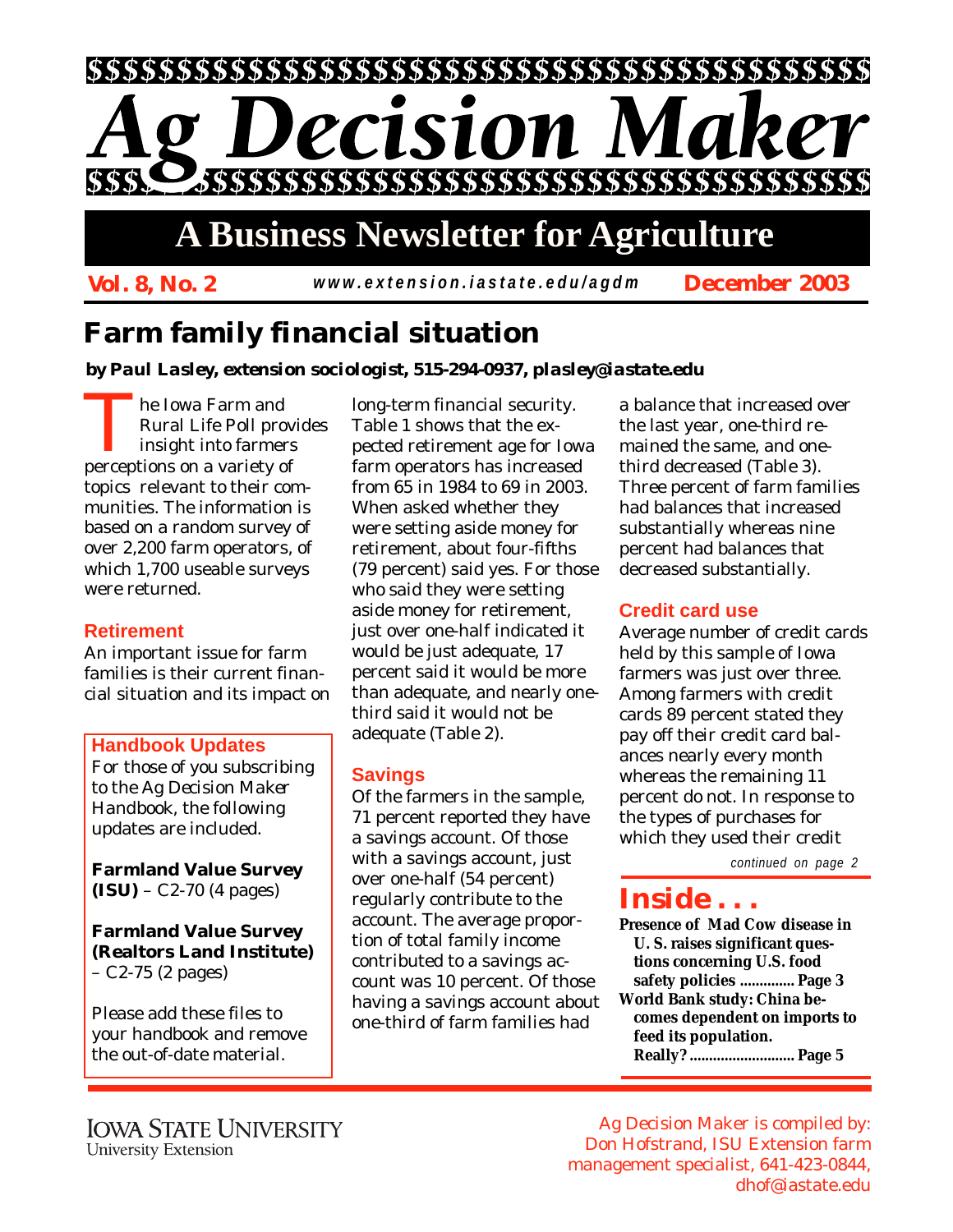# Ag Decision Maker

## A Business Newsletter for Agriculture

**Vol. 8, No. 2** | *www.extension.iastate.edu/agdm* | **December 2003**

## Farm family financial situation

***by Paul Lasley, extension sociologist, 515-294-0937, plasley@iastate.edu***

The Iowa Farm and Rural Life Poll provides insight into farmers perceptions on a variety of topics relevant to their communities. The information is based on a random survey of over 2,200 farm operators, of which 1,700 useable surveys were returned.

### Retirement

An important issue for farm families is their current financial situation and its impact on long-term financial security. Table 1 shows that the expected retirement age for Iowa farm operators has increased from 65 in 1984 to 69 in 2003. When asked whether they were setting aside money for retirement, about four-fifths (79 percent) said yes. For those who said they were setting aside money for retirement, just over one-half indicated it would be just adequate, 17 percent said it would be more than adequate, and nearly one-third said it would not be adequate (Table 2).

### Savings

Of the farmers in the sample, 71 percent reported they have a savings account. Of those with a savings account, just over one-half (54 percent) regularly contribute to the account. The average proportion of total family income contributed to a savings account was 10 percent. Of those having a savings account about one-third of farm families had a balance that increased over the last year, one-third remained the same, and one-third decreased (Table 3). Three percent of farm families had balances that increased substantially whereas nine percent had balances that decreased substantially.

### Credit card use

Average number of credit cards held by this sample of Iowa farmers was just over three. Among farmers with credit cards 89 percent stated they pay off their credit card balances nearly every month whereas the remaining 11 percent do not. In response to the types of purchases for which they used their credit

*continued on page 2*

---

### Handbook Updates

For those of you subscribing to the *Ag Decision Maker* Handbook, the following updates are included.

**Farmland Value Survey (ISU)** – C2-70 (4 pages)

**Farmland Value Survey (Realtors Land Institute)** – C2-75 (2 pages)

Please add these files to your handbook and remove the out-of-date material.

---

## Inside . . .

**Presence of Mad Cow disease in U. S. raises significant questions concerning U.S. food safety policies .............. Page 3**

**World Bank study: China becomes dependent on imports to feed its population. Really? ........................... Page 5**

---

IOWA STATE UNIVERSITY
University Extension

Ag Decision Maker is compiled by: Don Hofstrand, ISU Extension farm management specialist, 641-423-0844, dhof@iastate.edu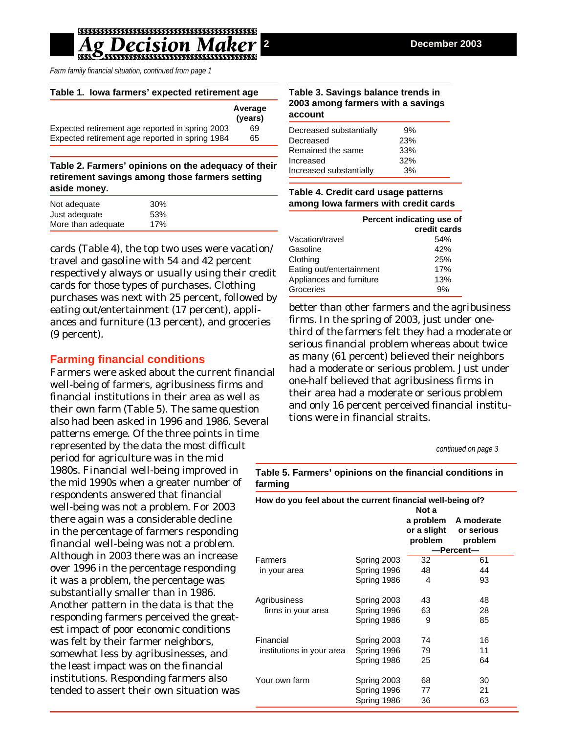*Farm family financial situation, continued from page 1*

**Table 1. Iowa farmers' expected retirement age**

| | Average (years) |
|---|---|
| Expected retirement age reported in spring 2003 | 69 |
| Expected retirement age reported in spring 1984 | 65 |

**Table 2. Farmers' opinions on the adequacy of their retirement savings among those farmers setting aside money.**

| | |
|---|---|
| Not adequate | 30% |
| Just adequate | 53% |
| More than adequate | 17% |

cards (Table 4), the top two uses were vacation/travel and gasoline with 54 and 42 percent respectively always or usually using their credit cards for those types of purchases. Clothing purchases was next with 25 percent, followed by eating out/entertainment (17 percent), appliances and furniture (13 percent), and groceries (9 percent).

## Farming financial conditions

Farmers were asked about the current financial well-being of farmers, agribusiness firms and financial institutions in their area as well as their own farm (Table 5). The same question also had been asked in 1996 and 1986. Several patterns emerge. Of the three points in time represented by the data the most difficult period for agriculture was in the mid 1980s. Financial well-being improved in the mid 1990s when a greater number of respondents answered that financial well-being was not a problem. For 2003 there again was a considerable decline in the percentage of farmers responding financial well-being was not a problem. Although in 2003 there was an increase over 1996 in the percentage responding it was a problem, the percentage was substantially smaller than in 1986. Another pattern in the data is that the responding farmers perceived the greatest impact of poor economic conditions was felt by their farmer neighbors, somewhat less by agribusinesses, and the least impact was on the financial institutions. Responding farmers also tended to assert their own situation was better than other farmers and the agribusiness firms. In the spring of 2003, just under one-third of the farmers felt they had a moderate or serious financial problem whereas about twice as many (61 percent) believed their neighbors had a moderate or serious problem. Just under one-half believed that agribusiness firms in their area had a moderate or serious problem and only 16 percent perceived financial institutions were in financial straits.

**Table 3. Savings balance trends in 2003 among farmers with a savings account**

| | |
|---|---|
| Decreased substantially | 9% |
| Decreased | 23% |
| Remained the same | 33% |
| Increased | 32% |
| Increased substantially | 3% |

**Table 4. Credit card usage patterns among Iowa farmers with credit cards**

| | Percent indicating use of credit cards |
|---|---|
| Vacation/travel | 54% |
| Gasoline | 42% |
| Clothing | 25% |
| Eating out/entertainment | 17% |
| Appliances and furniture | 13% |
| Groceries | 9% |

*continued on page 3*

**Table 5. Farmers' opinions on the financial conditions in farming**

How do you feel about the current financial well-being of?

| | | Not a problem or a slight problem | A moderate or serious problem |
|---|---|---|---|
| | | —Percent— | |
| Farmers in your area | Spring 2003 | 32 | 61 |
| | Spring 1996 | 48 | 44 |
| | Spring 1986 | 4 | 93 |
| Agribusiness firms in your area | Spring 2003 | 43 | 48 |
| | Spring 1996 | 63 | 28 |
| | Spring 1986 | 9 | 85 |
| Financial institutions in your area | Spring 2003 | 74 | 16 |
| | Spring 1996 | 79 | 11 |
| | Spring 1986 | 25 | 64 |
| Your own farm | Spring 2003 | 68 | 30 |
| | Spring 1996 | 77 | 21 |
| | Spring 1986 | 36 | 63 |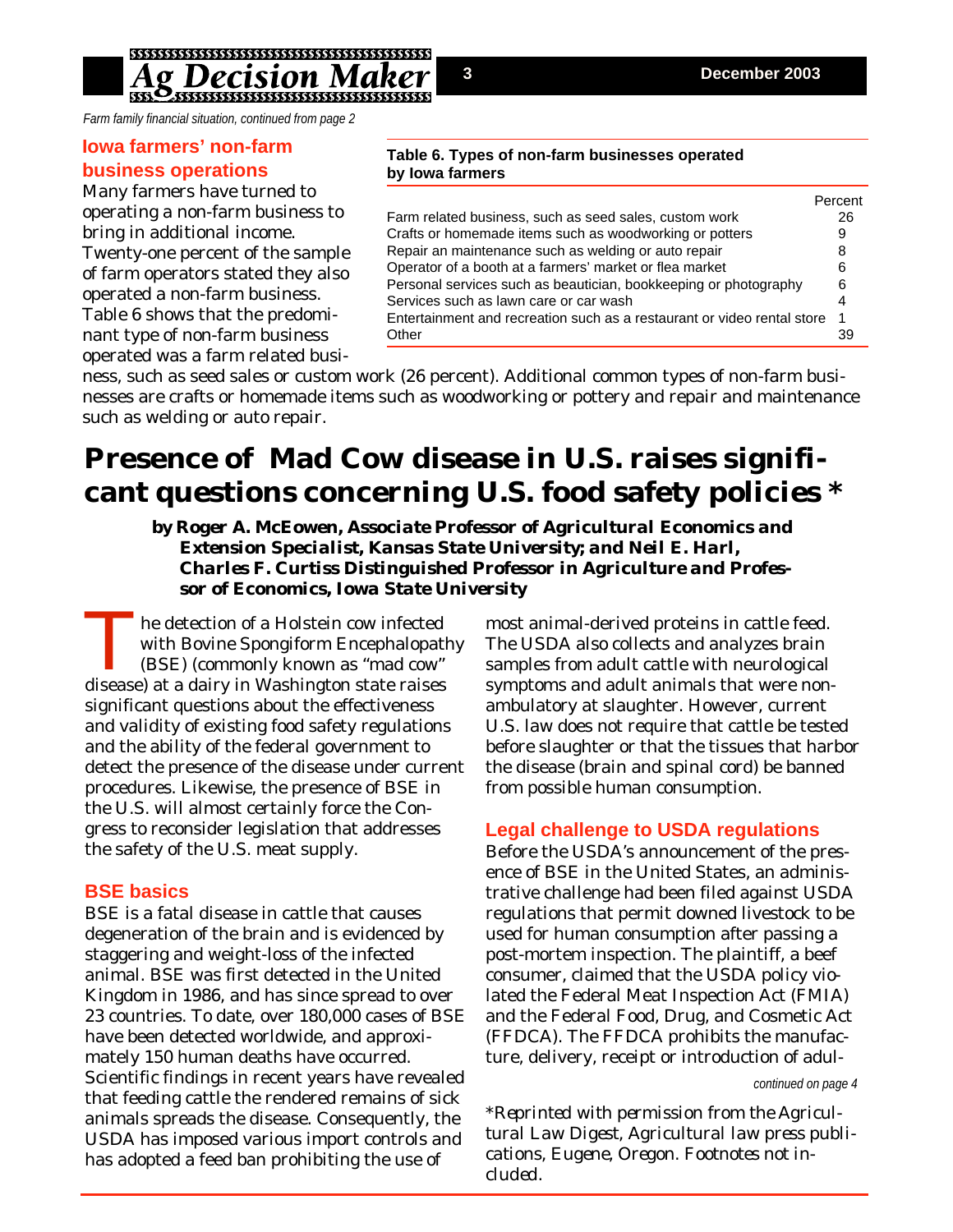*Farm family financial situation, continued from page 2*

## Iowa farmers' non-farm business operations

Many farmers have turned to operating a non-farm business to bring in additional income. Twenty-one percent of the sample of farm operators stated they also operated a non-farm business. Table 6 shows that the predominant type of non-farm business operated was a farm related business, such as seed sales or custom work (26 percent). Additional common types of non-farm businesses are crafts or homemade items such as woodworking or pottery and repair and maintenance such as welding or auto repair.

**Table 6. Types of non-farm businesses operated by Iowa farmers**

| | Percent |
|---|---|
| Farm related business, such as seed sales, custom work | 26 |
| Crafts or homemade items such as woodworking or potters | 9 |
| Repair an maintenance such as welding or auto repair | 8 |
| Operator of a booth at a farmers' market or flea market | 6 |
| Personal services such as beautician, bookkeeping or photography | 6 |
| Services such as lawn care or car wash | 4 |
| Entertainment and recreation such as a restaurant or video rental store | 1 |
| Other | 39 |

# Presence of Mad Cow disease in U.S. raises significant questions concerning U.S. food safety policies *

**by Roger A. McEowen, *Associate Professor of Agricultural Economics and Extension Specialist, Kansas State University; and Neil E. Harl, Charles F. Curtiss Distinguished Professor in Agriculture and Professor of Economics, Iowa State University***

The detection of a Holstein cow infected with Bovine Spongiform Encephalopathy (BSE) (commonly known as "mad cow" disease) at a dairy in Washington state raises significant questions about the effectiveness and validity of existing food safety regulations and the ability of the federal government to detect the presence of the disease under current procedures. Likewise, the presence of BSE in the U.S. will almost certainly force the Congress to reconsider legislation that addresses the safety of the U.S. meat supply.

## BSE basics

BSE is a fatal disease in cattle that causes degeneration of the brain and is evidenced by staggering and weight-loss of the infected animal. BSE was first detected in the United Kingdom in 1986, and has since spread to over 23 countries. To date, over 180,000 cases of BSE have been detected worldwide, and approximately 150 human deaths have occurred. Scientific findings in recent years have revealed that feeding cattle the rendered remains of sick animals spreads the disease. Consequently, the USDA has imposed various import controls and has adopted a feed ban prohibiting the use of most animal-derived proteins in cattle feed. The USDA also collects and analyzes brain samples from adult cattle with neurological symptoms and adult animals that were non-ambulatory at slaughter. However, current U.S. law does not require that cattle be tested before slaughter or that the tissues that harbor the disease (brain and spinal cord) be banned from possible human consumption.

## Legal challenge to USDA regulations

Before the USDA's announcement of the presence of BSE in the United States, an administrative challenge had been filed against USDA regulations that permit downed livestock to be used for human consumption after passing a post-mortem inspection. The plaintiff, a beef consumer, claimed that the USDA policy violated the Federal Meat Inspection Act (FMIA) and the Federal Food, Drug, and Cosmetic Act (FFDCA). The FFDCA prohibits the manufacture, delivery, receipt or introduction of adul-

*continued on page 4*

*\*Reprinted with permission from the Agricultural Law Digest, Agricultural law press publications, Eugene, Oregon. Footnotes not included.*